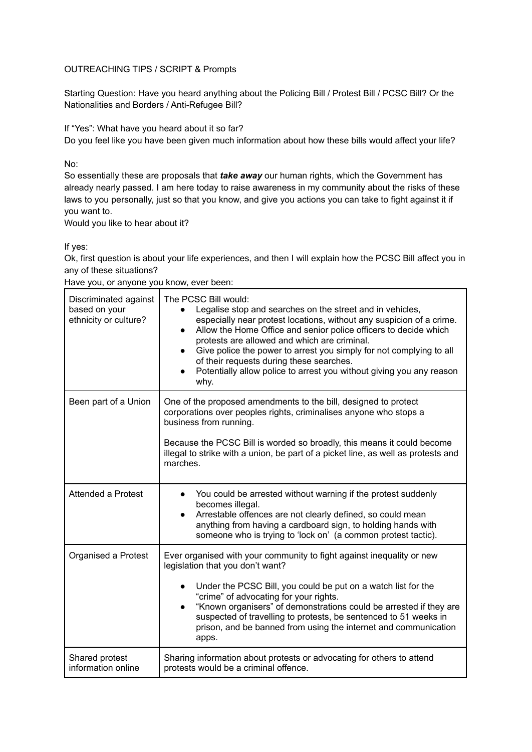OUTREACHING TIPS / SCRIPT & Prompts

Starting Question: Have you heard anything about the Policing Bill / Protest Bill / PCSC Bill? Or the Nationalities and Borders / Anti-Refugee Bill?

If "Yes": What have you heard about it so far?
Do you feel like you have been given much information about how these bills would affect your life?

No:
So essentially these are proposals that ***take away*** our human rights, which the Government has already nearly passed. I am here today to raise awareness in my community about the risks of these laws to you personally, just so that you know, and give you actions you can take to fight against it if you want to.
Would you like to hear about it?

If yes:
Ok, first question is about your life experiences, and then I will explain how the PCSC Bill affect you in any of these situations?
Have you, or anyone you know, ever been:

| | |
|---|---|
| Discriminated against based on your ethnicity or culture? | The PCSC Bill would:<br>• Legalise stop and searches on the street and in vehicles, especially near protest locations, without any suspicion of a crime.<br>• Allow the Home Office and senior police officers to decide which protests are allowed and which are criminal.<br>• Give police the power to arrest you simply for not complying to all of their requests during these searches.<br>• Potentially allow police to arrest you without giving you any reason why. |
| Been part of a Union | One of the proposed amendments to the bill, designed to protect corporations over peoples rights, criminalises anyone who stops a business from running.<br><br>Because the PCSC Bill is worded so broadly, this means it could become illegal to strike with a union, be part of a picket line, as well as protests and marches. |
| Attended a Protest | • You could be arrested without warning if the protest suddenly becomes illegal.<br>• Arrestable offences are not clearly defined, so could mean anything from having a cardboard sign, to holding hands with someone who is trying to 'lock on' (a common protest tactic). |
| Organised a Protest | Ever organised with your community to fight against inequality or new legislation that you don't want?<br><br>• Under the PCSC Bill, you could be put on a watch list for the "crime" of advocating for your rights.<br>• "Known organisers" of demonstrations could be arrested if they are suspected of travelling to protests, be sentenced to 51 weeks in prison, and be banned from using the internet and communication apps. |
| Shared protest information online | Sharing information about protests or advocating for others to attend protests would be a criminal offence. |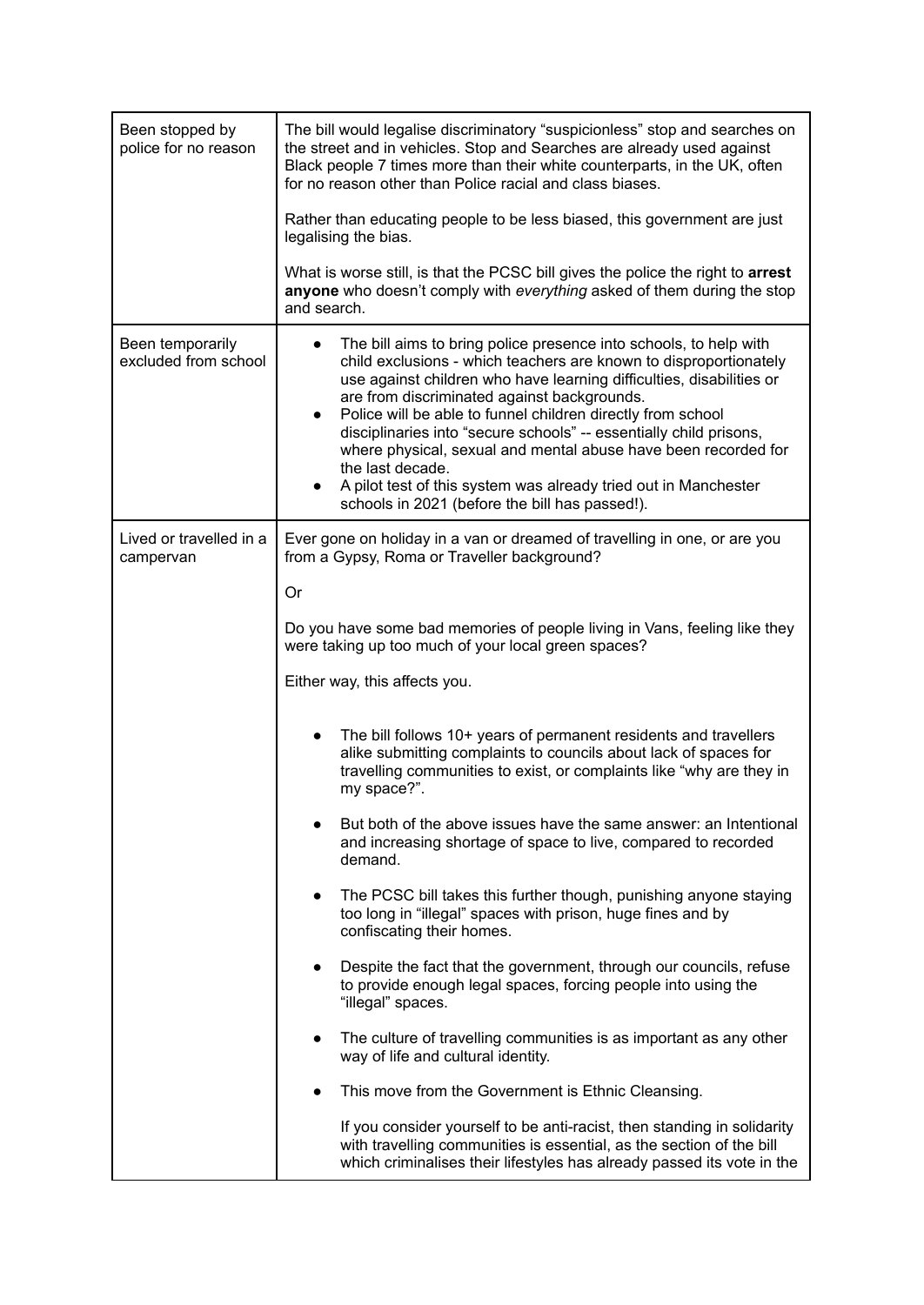| | |
|---|---|
| Been stopped by police for no reason | The bill would legalise discriminatory "suspicionless" stop and searches on the street and in vehicles. Stop and Searches are already used against Black people 7 times more than their white counterparts, in the UK, often for no reason other than Police racial and class biases.<br><br>Rather than educating people to be less biased, this government are just legalising the bias.<br><br>What is worse still, is that the PCSC bill gives the police the right to **arrest anyone** who doesn't comply with *everything* asked of them during the stop and search. |
| Been temporarily excluded from school | • The bill aims to bring police presence into schools, to help with child exclusions - which teachers are known to disproportionately use against children who have learning difficulties, disabilities or are from discriminated against backgrounds.<br>• Police will be able to funnel children directly from school disciplinaries into "secure schools" -- essentially child prisons, where physical, sexual and mental abuse have been recorded for the last decade.<br>• A pilot test of this system was already tried out in Manchester schools in 2021 (before the bill has passed!). |
| Lived or travelled in a campervan | Ever gone on holiday in a van or dreamed of travelling in one, or are you from a Gypsy, Roma or Traveller background?<br><br>Or<br><br>Do you have some bad memories of people living in Vans, feeling like they were taking up too much of your local green spaces?<br><br>Either way, this affects you.<br><br>• The bill follows 10+ years of permanent residents and travellers alike submitting complaints to councils about lack of spaces for travelling communities to exist, or complaints like "why are they in my space?".<br>• But both of the above issues have the same answer: an Intentional and increasing shortage of space to live, compared to recorded demand.<br>• The PCSC bill takes this further though, punishing anyone staying too long in "illegal" spaces with prison, huge fines and by confiscating their homes.<br>• Despite the fact that the government, through our councils, refuse to provide enough legal spaces, forcing people into using the "illegal" spaces.<br>• The culture of travelling communities is as important as any other way of life and cultural identity.<br>• This move from the Government is Ethnic Cleansing.<br><br>If you consider yourself to be anti-racist, then standing in solidarity with travelling communities is essential, as the section of the bill which criminalises their lifestyles has already passed its vote in the |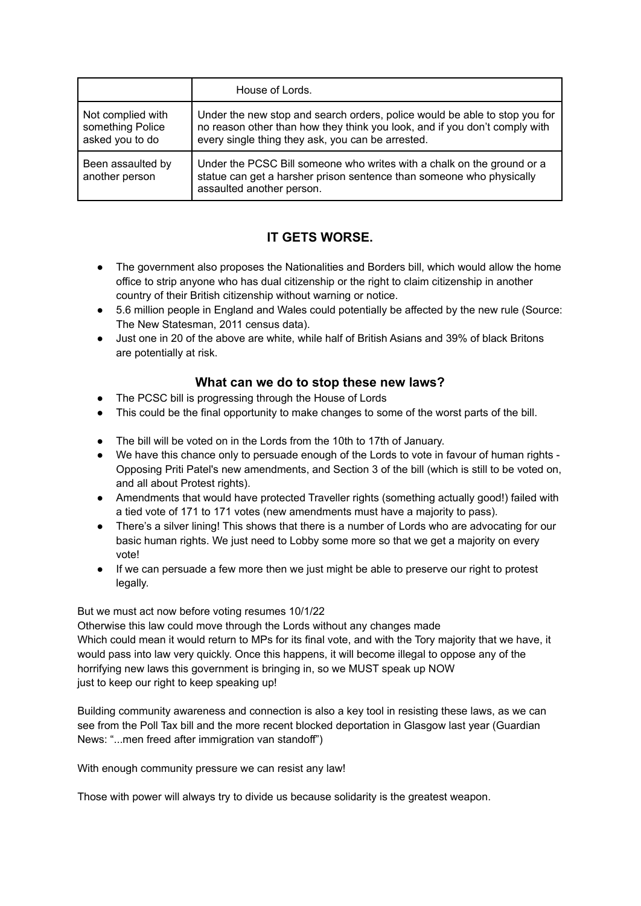| | House of Lords. |
|---|---|
| Not complied with something Police asked you to do | Under the new stop and search orders, police would be able to stop you for no reason other than how they think you look, and if you don't comply with every single thing they ask, you can be arrested. |
| Been assaulted by another person | Under the PCSC Bill someone who writes with a chalk on the ground or a statue can get a harsher prison sentence than someone who physically assaulted another person. |

## IT GETS WORSE.

- The government also proposes the Nationalities and Borders bill, which would allow the home office to strip anyone who has dual citizenship or the right to claim citizenship in another country of their British citizenship without warning or notice.
- 5.6 million people in England and Wales could potentially be affected by the new rule (Source: The New Statesman, 2011 census data).
- Just one in 20 of the above are white, while half of British Asians and 39% of black Britons are potentially at risk.

### What can we do to stop these new laws?

- The PCSC bill is progressing through the House of Lords
- This could be the final opportunity to make changes to some of the worst parts of the bill.

- The bill will be voted on in the Lords from the 10th to 17th of January.
- We have this chance only to persuade enough of the Lords to vote in favour of human rights - Opposing Priti Patel's new amendments, and Section 3 of the bill (which is still to be voted on, and all about Protest rights).
- Amendments that would have protected Traveller rights (something actually good!) failed with a tied vote of 171 to 171 votes (new amendments must have a majority to pass).
- There's a silver lining! This shows that there is a number of Lords who are advocating for our basic human rights. We just need to Lobby some more so that we get a majority on every vote!
- If we can persuade a few more then we just might be able to preserve our right to protest legally.

But we must act now before voting resumes 10/1/22
Otherwise this law could move through the Lords without any changes made
Which could mean it would return to MPs for its final vote, and with the Tory majority that we have, it would pass into law very quickly. Once this happens, it will become illegal to oppose any of the horrifying new laws this government is bringing in, so we MUST speak up NOW
just to keep our right to keep speaking up!

Building community awareness and connection is also a key tool in resisting these laws, as we can see from the Poll Tax bill and the more recent blocked deportation in Glasgow last year (Guardian News: "...men freed after immigration van standoff")

With enough community pressure we can resist any law!

Those with power will always try to divide us because solidarity is the greatest weapon.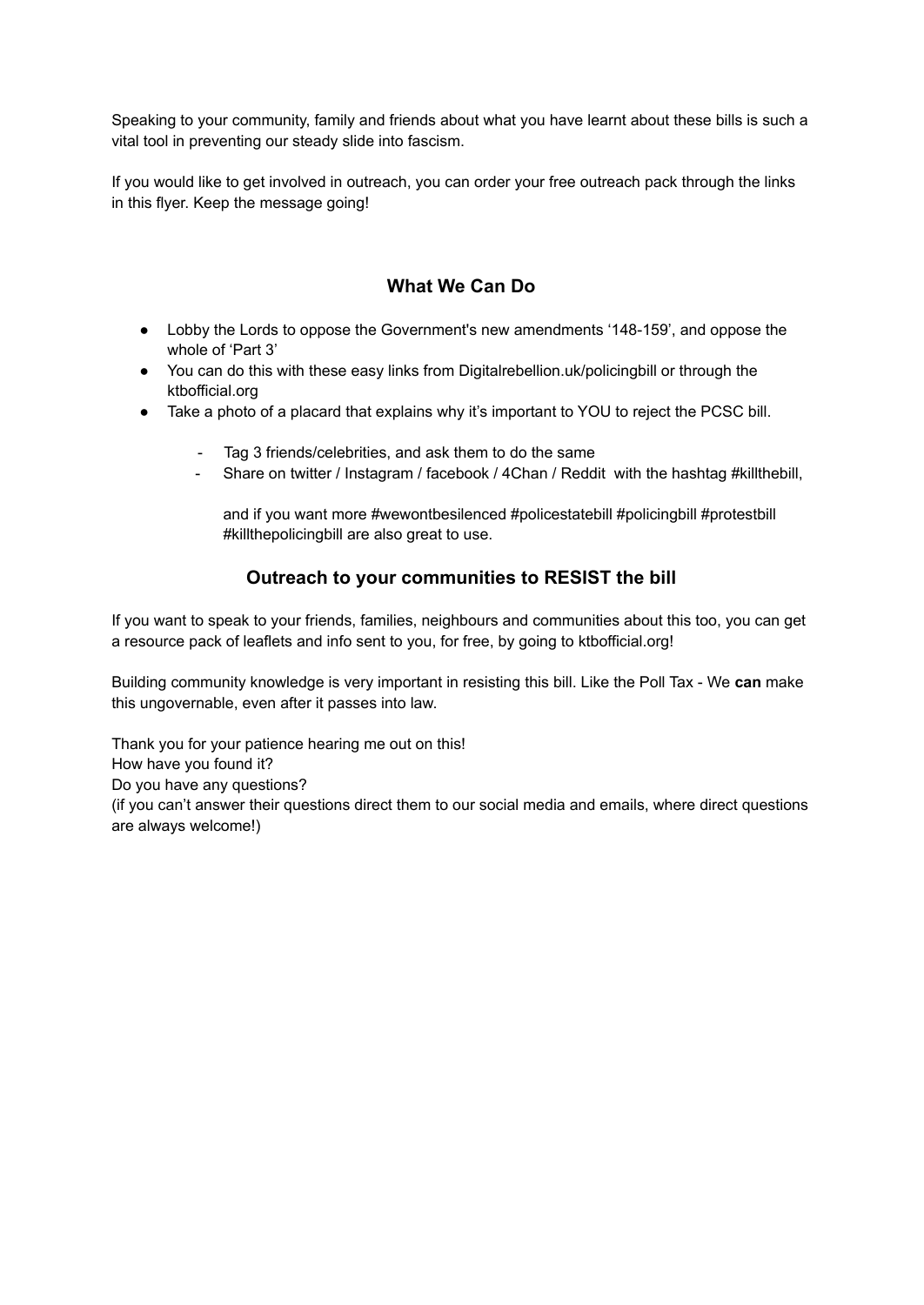Speaking to your community, family and friends about what you have learnt about these bills is such a vital tool in preventing our steady slide into fascism.

If you would like to get involved in outreach, you can order your free outreach pack through the links in this flyer. Keep the message going!

### What We Can Do

- Lobby the Lords to oppose the Government's new amendments '148-159', and oppose the whole of 'Part 3'
- You can do this with these easy links from Digitalrebellion.uk/policingbill or through the ktbofficial.org
- Take a photo of a placard that explains why it's important to YOU to reject the PCSC bill.
    - Tag 3 friends/celebrities, and ask them to do the same
    - Share on twitter / Instagram / facebook / 4Chan / Reddit with the hashtag #killthebill,

      and if you want more #wewontbesilenced #policestatebill #policingbill #protestbill #killthepolicingbill are also great to use.

### Outreach to your communities to RESIST the bill

If you want to speak to your friends, families, neighbours and communities about this too, you can get a resource pack of leaflets and info sent to you, for free, by going to ktbofficial.org!

Building community knowledge is very important in resisting this bill. Like the Poll Tax - We **can** make this ungovernable, even after it passes into law.

Thank you for your patience hearing me out on this!
How have you found it?
Do you have any questions?
(if you can't answer their questions direct them to our social media and emails, where direct questions are always welcome!)